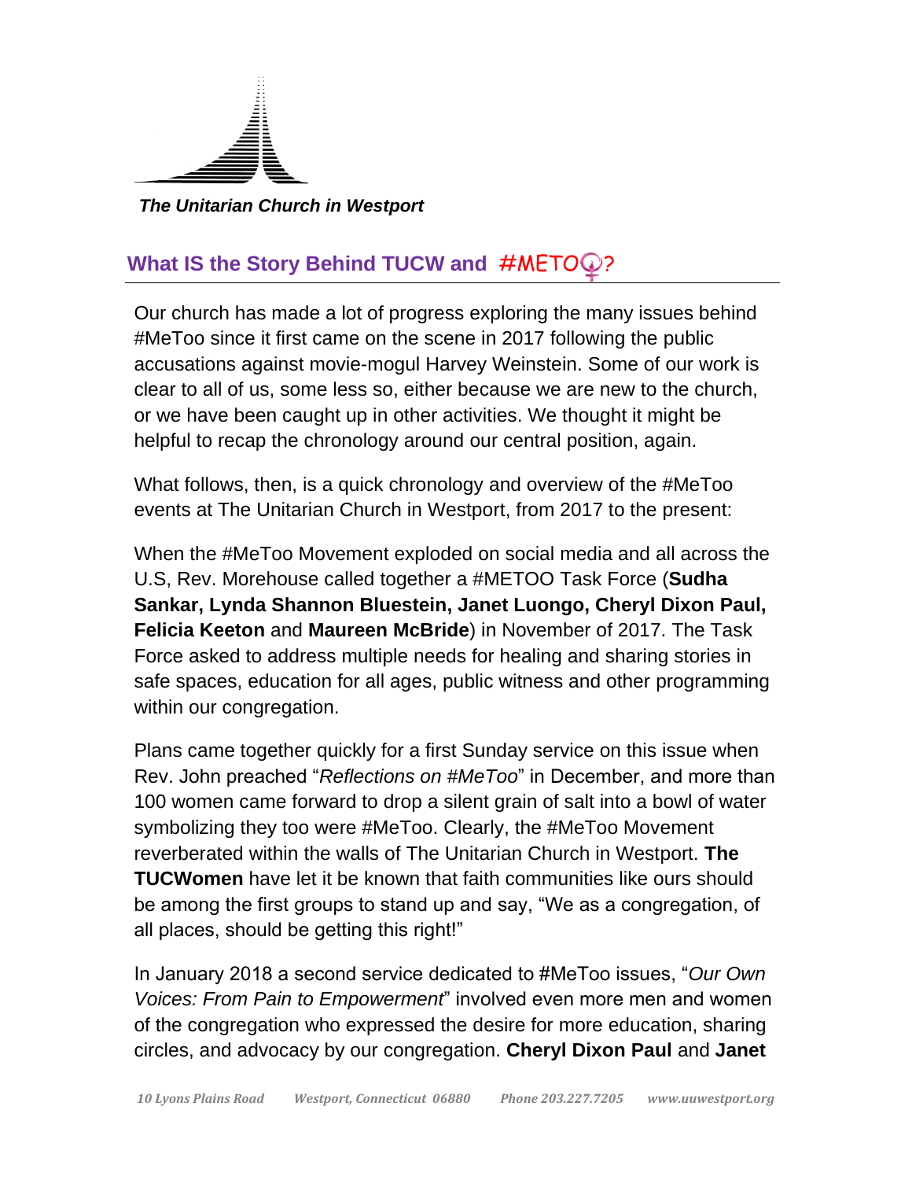***The Unitarian Church in Westport***

## What IS the Story Behind TUCW and #METOO?

Our church has made a lot of progress exploring the many issues behind #MeToo since it first came on the scene in 2017 following the public accusations against movie-mogul Harvey Weinstein. Some of our work is clear to all of us, some less so, either because we are new to the church, or we have been caught up in other activities. We thought it might be helpful to recap the chronology around our central position, again.

What follows, then, is a quick chronology and overview of the #MeToo events at The Unitarian Church in Westport, from 2017 to the present:

When the #MeToo Movement exploded on social media and all across the U.S, Rev. Morehouse called together a #METOO Task Force (**Sudha Sankar, Lynda Shannon Bluestein, Janet Luongo, Cheryl Dixon Paul, Felicia Keeton** and **Maureen McBride**) in November of 2017. The Task Force asked to address multiple needs for healing and sharing stories in safe spaces, education for all ages, public witness and other programming within our congregation.

Plans came together quickly for a first Sunday service on this issue when Rev. John preached "*Reflections on #MeToo*" in December, and more than 100 women came forward to drop a silent grain of salt into a bowl of water symbolizing they too were #MeToo. Clearly, the #MeToo Movement reverberated within the walls of The Unitarian Church in Westport. **The TUCWomen** have let it be known that faith communities like ours should be among the first groups to stand up and say, "We as a congregation, of all places, should be getting this right!"

In January 2018 a second service dedicated to #MeToo issues, "*Our Own Voices: From Pain to Empowerment*" involved even more men and women of the congregation who expressed the desire for more education, sharing circles, and advocacy by our congregation. **Cheryl Dixon Paul** and **Janet**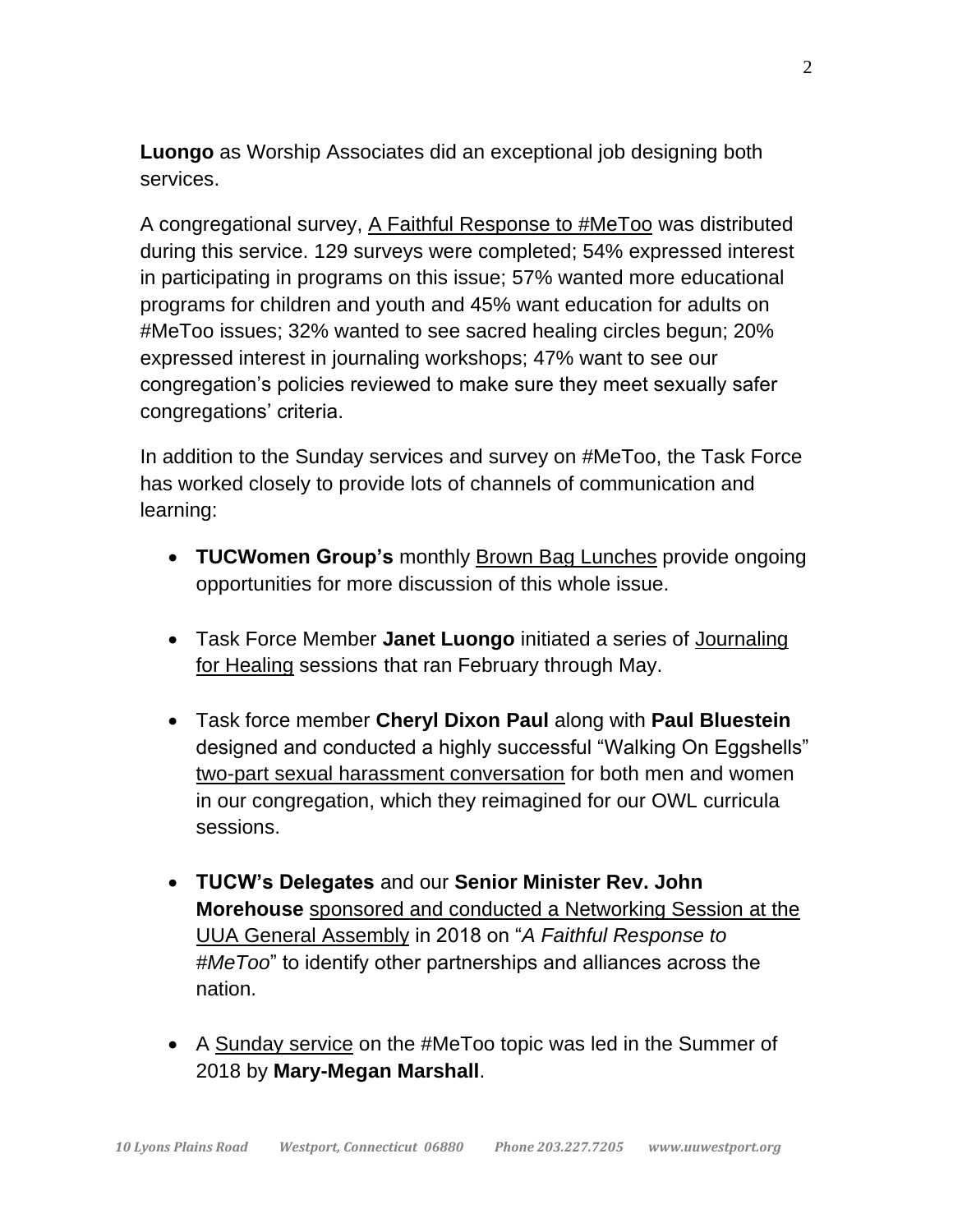**Luongo** as Worship Associates did an exceptional job designing both services.

A congregational survey, A Faithful Response to #MeToo was distributed during this service. 129 surveys were completed; 54% expressed interest in participating in programs on this issue; 57% wanted more educational programs for children and youth and 45% want education for adults on #MeToo issues; 32% wanted to see sacred healing circles begun; 20% expressed interest in journaling workshops; 47% want to see our congregation's policies reviewed to make sure they meet sexually safer congregations' criteria.

In addition to the Sunday services and survey on #MeToo, the Task Force has worked closely to provide lots of channels of communication and learning:

- **TUCWomen Group's** monthly Brown Bag Lunches provide ongoing opportunities for more discussion of this whole issue.

- Task Force Member **Janet Luongo** initiated a series of Journaling for Healing sessions that ran February through May.

- Task force member **Cheryl Dixon Paul** along with **Paul Bluestein** designed and conducted a highly successful "Walking On Eggshells" two-part sexual harassment conversation for both men and women in our congregation, which they reimagined for our OWL curricula sessions.

- **TUCW's Delegates** and our **Senior Minister Rev. John Morehouse** sponsored and conducted a Networking Session at the UUA General Assembly in 2018 on "*A Faithful Response to #MeToo*" to identify other partnerships and alliances across the nation.

- A Sunday service on the #MeToo topic was led in the Summer of 2018 by **Mary-Megan Marshall**.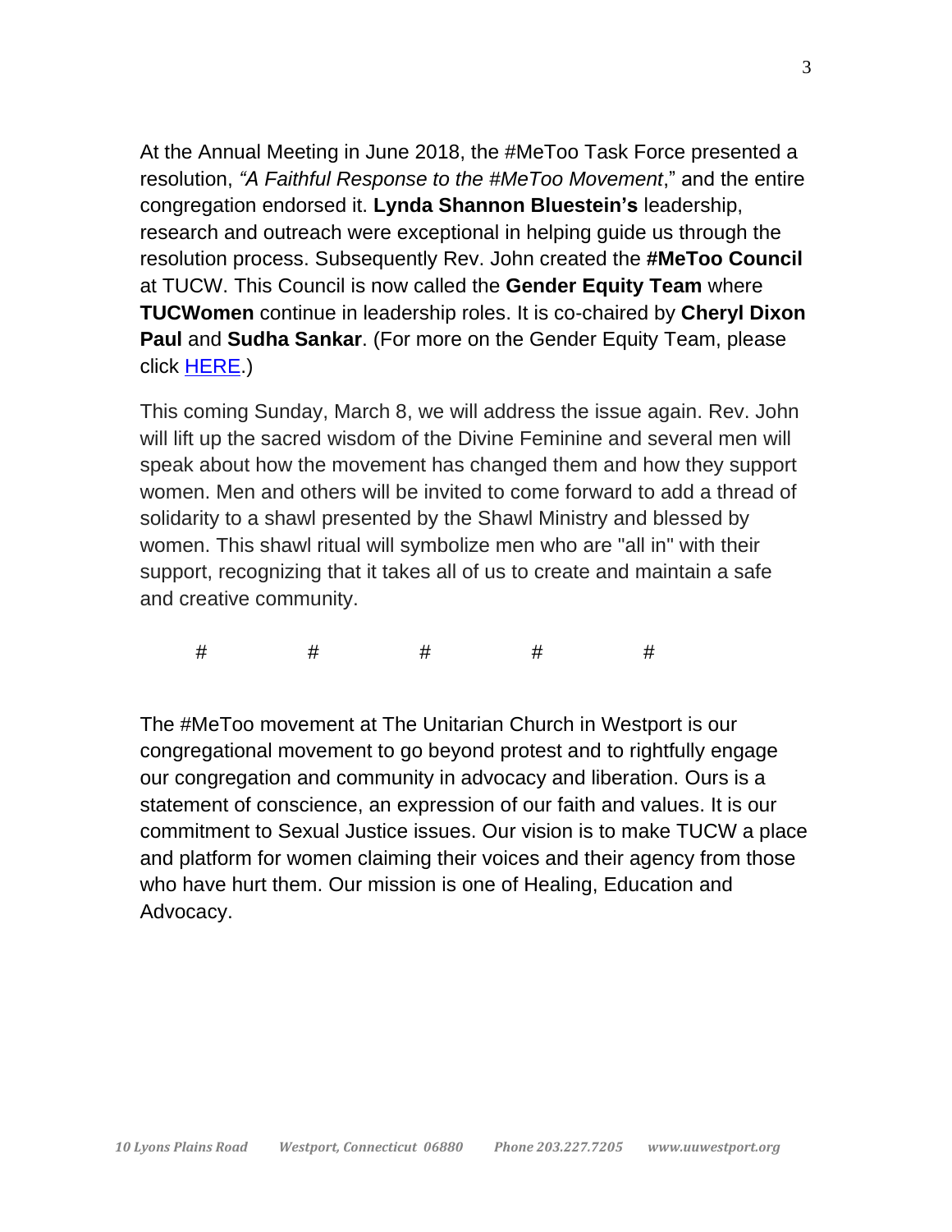At the Annual Meeting in June 2018, the #MeToo Task Force presented a resolution, *"A Faithful Response to the #MeToo Movement*," and the entire congregation endorsed it. **Lynda Shannon Bluestein's** leadership, research and outreach were exceptional in helping guide us through the resolution process. Subsequently Rev. John created the **#MeToo Council** at TUCW. This Council is now called the **Gender Equity Team** where **TUCWomen** continue in leadership roles. It is co-chaired by **Cheryl Dixon Paul** and **Sudha Sankar**. (For more on the Gender Equity Team, please click HERE.)

This coming Sunday, March 8, we will address the issue again. Rev. John will lift up the sacred wisdom of the Divine Feminine and several men will speak about how the movement has changed them and how they support women. Men and others will be invited to come forward to add a thread of solidarity to a shawl presented by the Shawl Ministry and blessed by women. This shawl ritual will symbolize men who are "all in" with their support, recognizing that it takes all of us to create and maintain a safe and creative community.

# # # # #

The #MeToo movement at The Unitarian Church in Westport is our congregational movement to go beyond protest and to rightfully engage our congregation and community in advocacy and liberation. Ours is a statement of conscience, an expression of our faith and values. It is our commitment to Sexual Justice issues. Our vision is to make TUCW a place and platform for women claiming their voices and their agency from those who have hurt them. Our mission is one of Healing, Education and Advocacy.